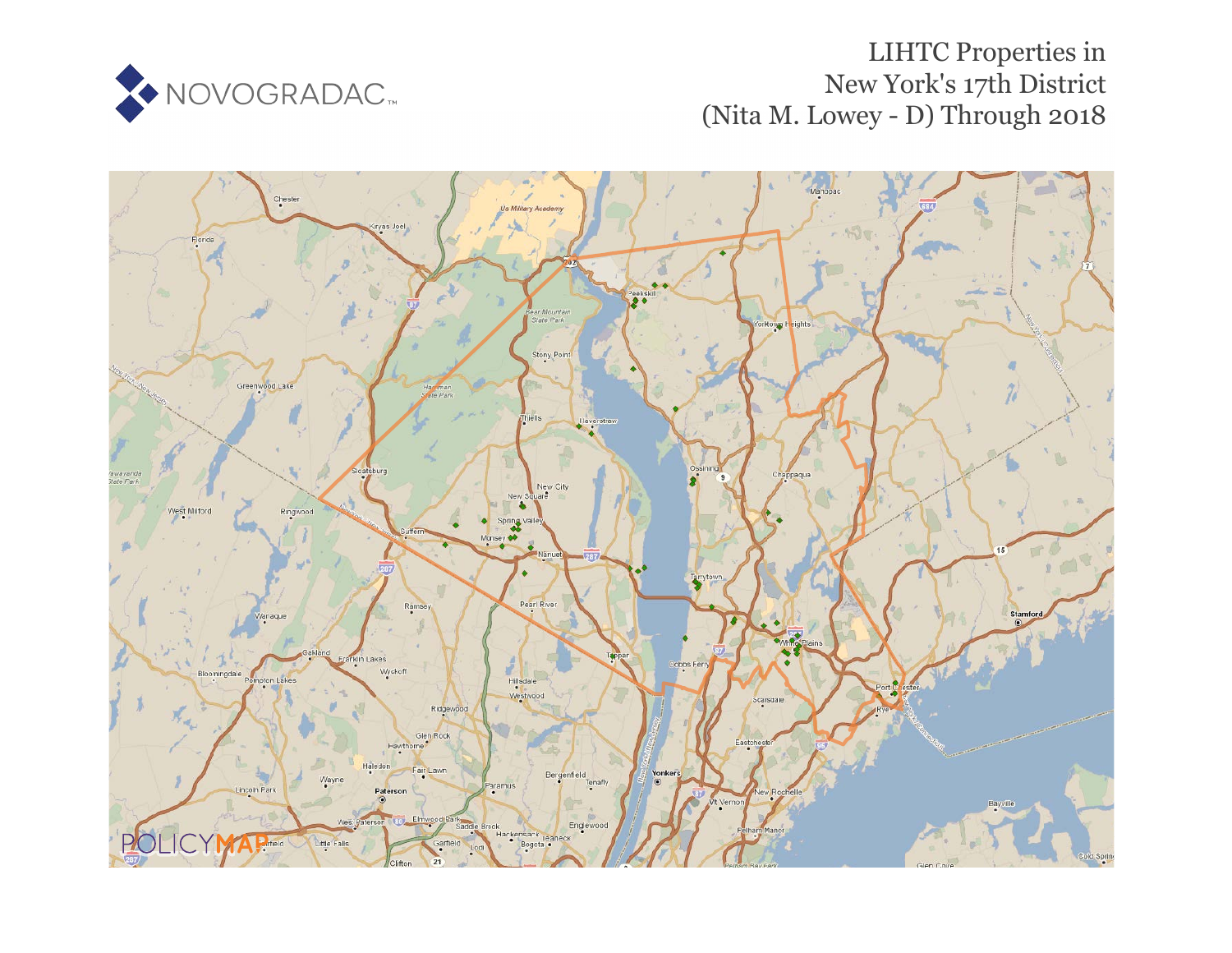NOVOGRADAC

# LIHTC Properties in New York's 17th District (Nita M. Lowey - D) Through 2018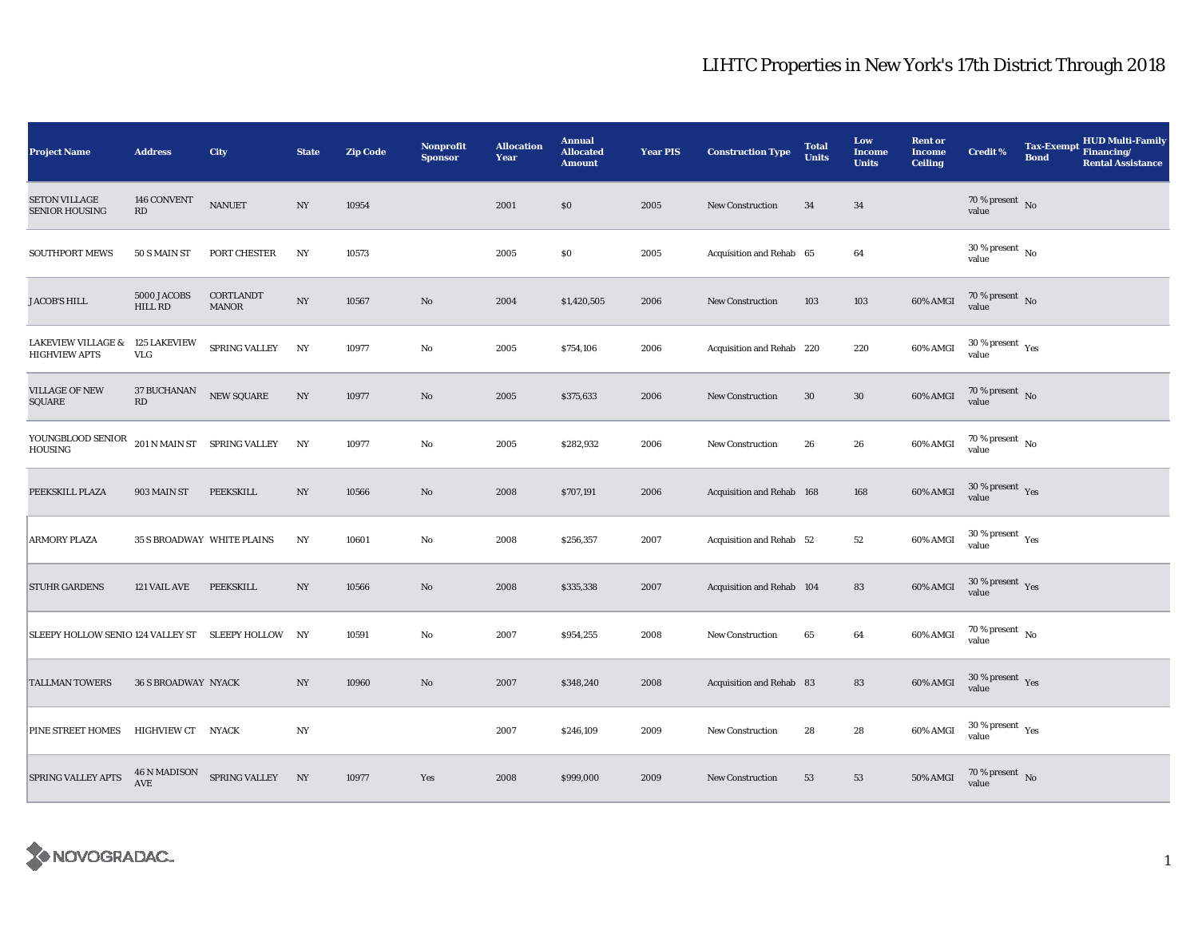# LIHTC Properties in New York's 17th District Through 2018

| Project Name | Address | City | State | Zip Code | Nonprofit Sponsor | Allocation Year | Annual Allocated Amount | Year PIS | Construction Type | Total Units | Low Income Units | Rent or Income Ceiling | Credit % | Tax-Exempt Bond | HUD Multi-Family Financing/ Rental Assistance |
|---|---|---|---|---|---|---|---|---|---|---|---|---|---|---|---|
| SETON VILLAGE SENIOR HOUSING | 146 CONVENT RD | NANUET | NY | 10954 | | 2001 | $0 | 2005 | New Construction | 34 | 34 | | 70 % present value | No | |
| SOUTHPORT MEWS | 50 S MAIN ST | PORT CHESTER | NY | 10573 | | 2005 | $0 | 2005 | Acquisition and Rehab | 65 | 64 | | 30 % present value | No | |
| JACOB'S HILL | 5000 JACOBS HILL RD | CORTLANDT MANOR | NY | 10567 | No | 2004 | $1,420,505 | 2006 | New Construction | 103 | 103 | 60% AMGI | 70 % present value | No | |
| LAKEVIEW VILLAGE & HIGHVIEW APTS | 125 LAKEVIEW VLG | SPRING VALLEY | NY | 10977 | No | 2005 | $754,106 | 2006 | Acquisition and Rehab | 220 | 220 | 60% AMGI | 30 % present value | Yes | |
| VILLAGE OF NEW SQUARE | 37 BUCHANAN RD | NEW SQUARE | NY | 10977 | No | 2005 | $375,633 | 2006 | New Construction | 30 | 30 | 60% AMGI | 70 % present value | No | |
| YOUNGBLOOD SENIOR HOUSING | 201 N MAIN ST | SPRING VALLEY | NY | 10977 | No | 2005 | $282,932 | 2006 | New Construction | 26 | 26 | 60% AMGI | 70 % present value | No | |
| PEEKSKILL PLAZA | 903 MAIN ST | PEEKSKILL | NY | 10566 | No | 2008 | $707,191 | 2006 | Acquisition and Rehab | 168 | 168 | 60% AMGI | 30 % present value | Yes | |
| ARMORY PLAZA | 35 S BROADWAY | WHITE PLAINS | NY | 10601 | No | 2008 | $256,357 | 2007 | Acquisition and Rehab | 52 | 52 | 60% AMGI | 30 % present value | Yes | |
| STUHR GARDENS | 121 VAIL AVE | PEEKSKILL | NY | 10566 | No | 2008 | $335,338 | 2007 | Acquisition and Rehab | 104 | 83 | 60% AMGI | 30 % present value | Yes | |
| SLEEPY HOLLOW SENIO | 124 VALLEY ST | SLEEPY HOLLOW | NY | 10591 | No | 2007 | $954,255 | 2008 | New Construction | 65 | 64 | 60% AMGI | 70 % present value | No | |
| TALLMAN TOWERS | 36 S BROADWAY | NYACK | NY | 10960 | No | 2007 | $348,240 | 2008 | Acquisition and Rehab | 83 | 83 | 60% AMGI | 30 % present value | Yes | |
| PINE STREET HOMES | HIGHVIEW CT | NYACK | NY | | | 2007 | $246,109 | 2009 | New Construction | 28 | 28 | 60% AMGI | 30 % present value | Yes | |
| SPRING VALLEY APTS | 46 N MADISON AVE | SPRING VALLEY | NY | 10977 | Yes | 2008 | $999,000 | 2009 | New Construction | 53 | 53 | 50% AMGI | 70 % present value | No | |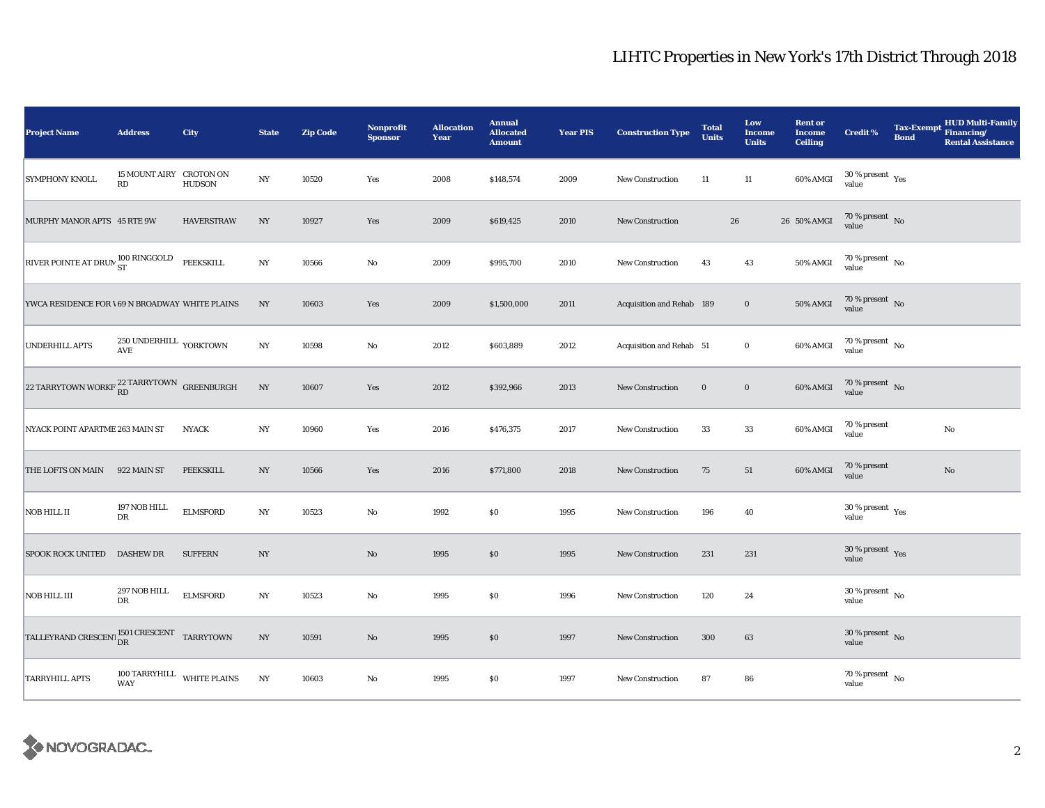# LIHTC Properties in New York's 17th District Through 2018

| Project Name | Address | City | State | Zip Code | Nonprofit Sponsor | Allocation Year | Annual Allocated Amount | Year PIS | Construction Type | Total Units | Low Income Units | Rent or Income Ceiling | Credit % | Tax-Exempt Bond | HUD Multi-Family Financing/ Rental Assistance |
|---|---|---|---|---|---|---|---|---|---|---|---|---|---|---|---|
| SYMPHONY KNOLL | 15 MOUNT AIRY RD | CROTON ON HUDSON | NY | 10520 | Yes | 2008 | $148,574 | 2009 | New Construction | 11 | 11 | 60% AMGI | 30 % present value | Yes | |
| MURPHY MANOR APTS | 45 RTE 9W | HAVERSTRAW | NY | 10927 | Yes | 2009 | $619,425 | 2010 | New Construction | 26 | 26 | 50% AMGI | 70 % present value | No | |
| RIVER POINTE AT DRUM | 100 RINGGOLD ST | PEEKSKILL | NY | 10566 | No | 2009 | $995,700 | 2010 | New Construction | 43 | 43 | 50% AMGI | 70 % present value | No | |
| YWCA RESIDENCE FOR W | 69 N BROADWAY | WHITE PLAINS | NY | 10603 | Yes | 2009 | $1,500,000 | 2011 | Acquisition and Rehab | 189 | 0 | 50% AMGI | 70 % present value | No | |
| UNDERHILL APTS | 250 UNDERHILL AVE | YORKTOWN | NY | 10598 | No | 2012 | $603,889 | 2012 | Acquisition and Rehab | 51 | 0 | 60% AMGI | 70 % present value | No | |
| 22 TARRYTOWN WORKF | 22 TARRYTOWN RD | GREENBURGH | NY | 10607 | Yes | 2012 | $392,966 | 2013 | New Construction | 0 | 0 | 60% AMGI | 70 % present value | No | |
| NYACK POINT APARTME | 263 MAIN ST | NYACK | NY | 10960 | Yes | 2016 | $476,375 | 2017 | New Construction | 33 | 33 | 60% AMGI | 70 % present value | | No |
| THE LOFTS ON MAIN | 922 MAIN ST | PEEKSKILL | NY | 10566 | Yes | 2016 | $771,800 | 2018 | New Construction | 75 | 51 | 60% AMGI | 70 % present value | | No |
| NOB HILL II | 197 NOB HILL DR | ELMSFORD | NY | 10523 | No | 1992 | $0 | 1995 | New Construction | 196 | 40 | | 30 % present value | Yes | |
| SPOOK ROCK UNITED | DASHEW DR | SUFFERN | NY | | No | 1995 | $0 | 1995 | New Construction | 231 | 231 | | 30 % present value | Yes | |
| NOB HILL III | 297 NOB HILL DR | ELMSFORD | NY | 10523 | No | 1995 | $0 | 1996 | New Construction | 120 | 24 | | 30 % present value | No | |
| TALLEYRAND CRESCENT | 1501 CRESCENT DR | TARRYTOWN | NY | 10591 | No | 1995 | $0 | 1997 | New Construction | 300 | 63 | | 30 % present value | No | |
| TARRYHILL APTS | 100 TARRYHILL WAY | WHITE PLAINS | NY | 10603 | No | 1995 | $0 | 1997 | New Construction | 87 | 86 | | 70 % present value | No | |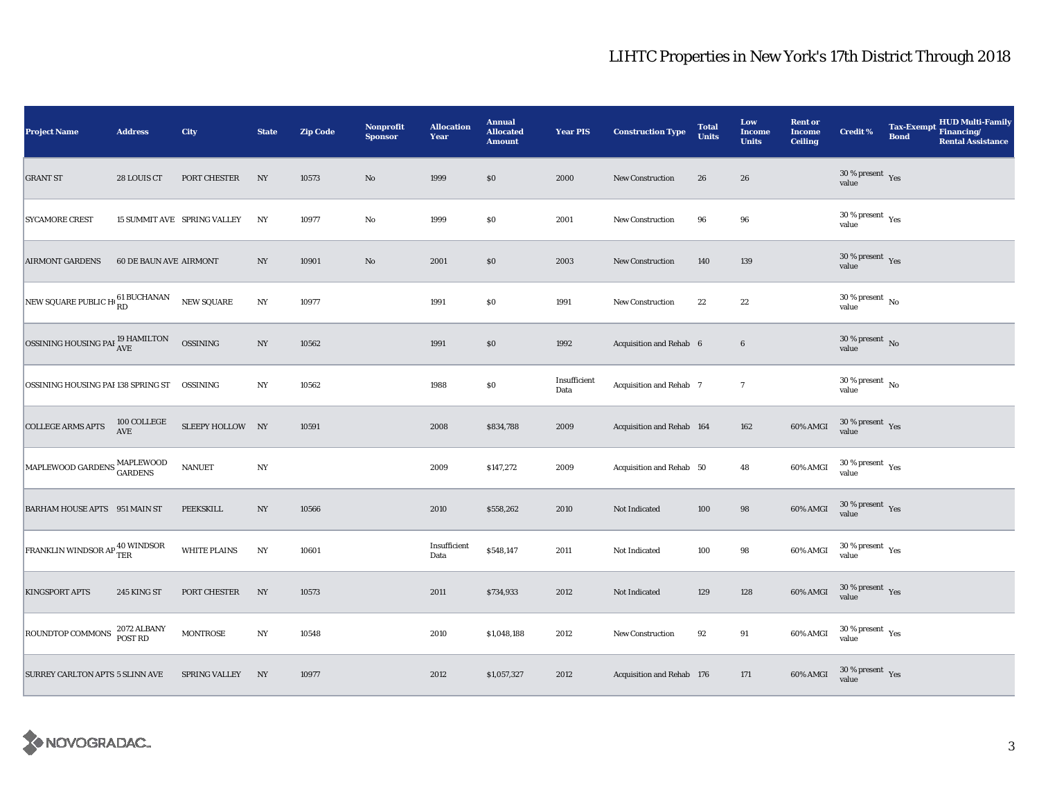# LIHTC Properties in New York's 17th District Through 2018

| Project Name | Address | City | State | Zip Code | Nonprofit Sponsor | Allocation Year | Annual Allocated Amount | Year PIS | Construction Type | Total Units | Low Income Units | Rent or Income Ceiling | Credit % | Tax-Exempt Bond | HUD Multi-Family Financing/ Rental Assistance |
|---|---|---|---|---|---|---|---|---|---|---|---|---|---|---|---|
| GRANT ST | 28 LOUIS CT | PORT CHESTER | NY | 10573 | No | 1999 | $0 | 2000 | New Construction | 26 | 26 | | 30 % present value | Yes | |
| SYCAMORE CREST | 15 SUMMIT AVE | SPRING VALLEY | NY | 10977 | No | 1999 | $0 | 2001 | New Construction | 96 | 96 | | 30 % present value | Yes | |
| AIRMONT GARDENS | 60 DE BAUN AVE | AIRMONT | NY | 10901 | No | 2001 | $0 | 2003 | New Construction | 140 | 139 | | 30 % present value | Yes | |
| NEW SQUARE PUBLIC H( | 61 BUCHANAN RD | NEW SQUARE | NY | 10977 | | 1991 | $0 | 1991 | New Construction | 22 | 22 | | 30 % present value | No | |
| OSSINING HOUSING PAI | 19 HAMILTON AVE | OSSINING | NY | 10562 | | 1991 | $0 | 1992 | Acquisition and Rehab | 6 | 6 | | 30 % present value | No | |
| OSSINING HOUSING PAI | 138 SPRING ST | OSSINING | NY | 10562 | | 1988 | $0 | Insufficient Data | Acquisition and Rehab | 7 | 7 | | 30 % present value | No | |
| COLLEGE ARMS APTS | 100 COLLEGE AVE | SLEEPY HOLLOW | NY | 10591 | | 2008 | $834,788 | 2009 | Acquisition and Rehab | 164 | 162 | 60% AMGI | 30 % present value | Yes | |
| MAPLEWOOD GARDENS | MAPLEWOOD GARDENS | NANUET | NY | | | 2009 | $147,272 | 2009 | Acquisition and Rehab | 50 | 48 | 60% AMGI | 30 % present value | Yes | |
| BARHAM HOUSE APTS | 951 MAIN ST | PEEKSKILL | NY | 10566 | | 2010 | $558,262 | 2010 | Not Indicated | 100 | 98 | 60% AMGI | 30 % present value | Yes | |
| FRANKLIN WINDSOR AP | 40 WINDSOR TER | WHITE PLAINS | NY | 10601 | | Insufficient Data | $548,147 | 2011 | Not Indicated | 100 | 98 | 60% AMGI | 30 % present value | Yes | |
| KINGSPORT APTS | 245 KING ST | PORT CHESTER | NY | 10573 | | 2011 | $734,933 | 2012 | Not Indicated | 129 | 128 | 60% AMGI | 30 % present value | Yes | |
| ROUNDTOP COMMONS | 2072 ALBANY POST RD | MONTROSE | NY | 10548 | | 2010 | $1,048,188 | 2012 | New Construction | 92 | 91 | 60% AMGI | 30 % present value | Yes | |
| SURREY CARLTON APTS | 5 SLINN AVE | SPRING VALLEY | NY | 10977 | | 2012 | $1,057,327 | 2012 | Acquisition and Rehab | 176 | 171 | 60% AMGI | 30 % present value | Yes | |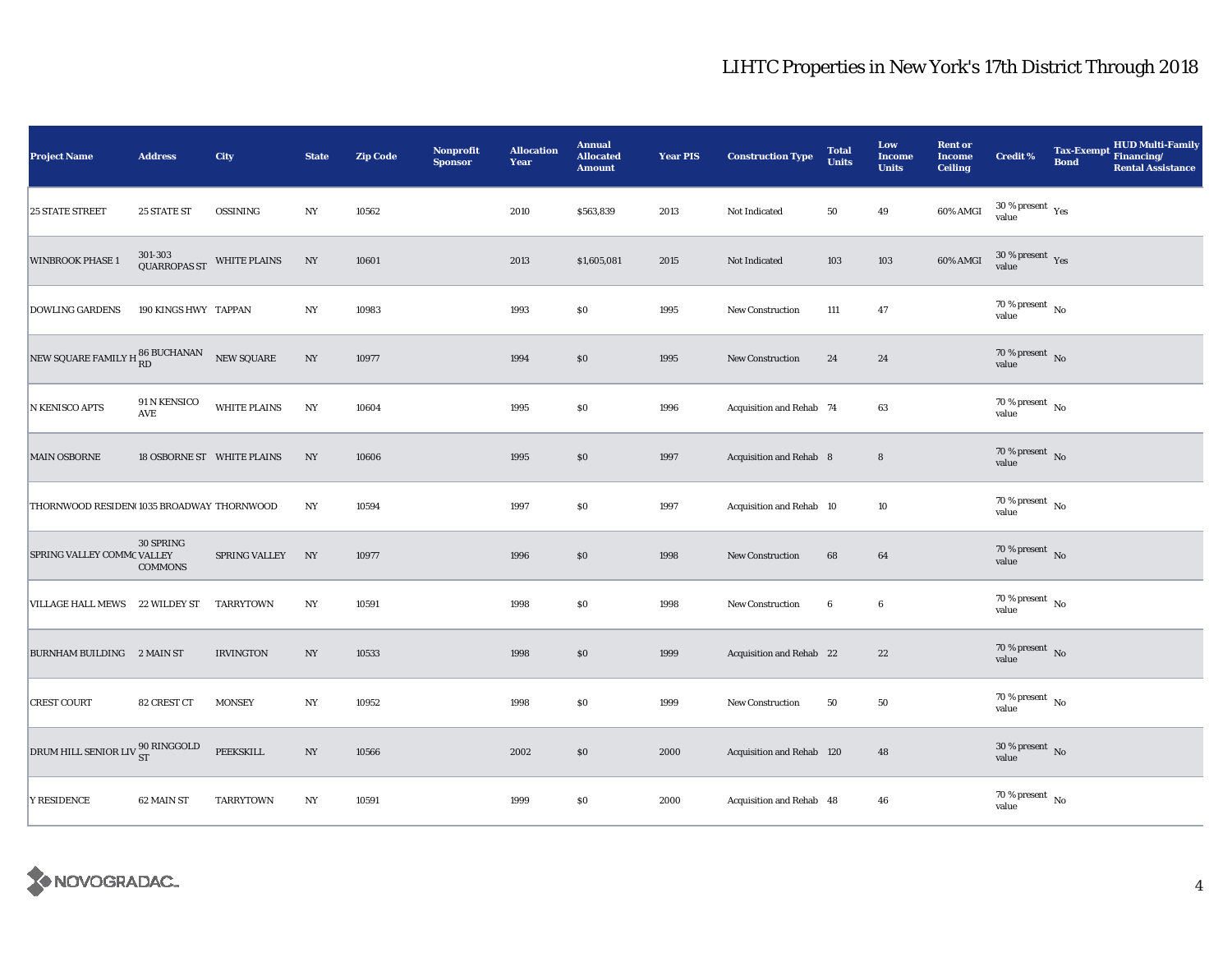# LIHTC Properties in New York's 17th District Through 2018

| Project Name | Address | City | State | Zip Code | Nonprofit Sponsor | Allocation Year | Annual Allocated Amount | Year PIS | Construction Type | Total Units | Low Income Units | Rent or Income Ceiling | Credit % | Tax-Exempt Bond | HUD Multi-Family Financing/ Rental Assistance |
|---|---|---|---|---|---|---|---|---|---|---|---|---|---|---|---|
| 25 STATE STREET | 25 STATE ST | OSSINING | NY | 10562 | | 2010 | $563,839 | 2013 | Not Indicated | 50 | 49 | 60% AMGI | 30 % present value | Yes | |
| WINBROOK PHASE 1 | 301-303 QUARROPAS ST | WHITE PLAINS | NY | 10601 | | 2013 | $1,605,081 | 2015 | Not Indicated | 103 | 103 | 60% AMGI | 30 % present value | Yes | |
| DOWLING GARDENS | 190 KINGS HWY | TAPPAN | NY | 10983 | | 1993 | $0 | 1995 | New Construction | 111 | 47 | | 70 % present value | No | |
| NEW SQUARE FAMILY H | 86 BUCHANAN RD | NEW SQUARE | NY | 10977 | | 1994 | $0 | 1995 | New Construction | 24 | 24 | | 70 % present value | No | |
| N KENISCO APTS | 91 N KENSICO AVE | WHITE PLAINS | NY | 10604 | | 1995 | $0 | 1996 | Acquisition and Rehab | 74 | 63 | | 70 % present value | No | |
| MAIN OSBORNE | 18 OSBORNE ST | WHITE PLAINS | NY | 10606 | | 1995 | $0 | 1997 | Acquisition and Rehab | 8 | 8 | | 70 % present value | No | |
| THORNWOOD RESIDEN( | 1035 BROADWAY | THORNWOOD | NY | 10594 | | 1997 | $0 | 1997 | Acquisition and Rehab | 10 | 10 | | 70 % present value | No | |
| SPRING VALLEY COMMC | 30 SPRING VALLEY COMMONS | SPRING VALLEY | NY | 10977 | | 1996 | $0 | 1998 | New Construction | 68 | 64 | | 70 % present value | No | |
| VILLAGE HALL MEWS | 22 WILDEY ST | TARRYTOWN | NY | 10591 | | 1998 | $0 | 1998 | New Construction | 6 | 6 | | 70 % present value | No | |
| BURNHAM BUILDING | 2 MAIN ST | IRVINGTON | NY | 10533 | | 1998 | $0 | 1999 | Acquisition and Rehab | 22 | 22 | | 70 % present value | No | |
| CREST COURT | 82 CREST CT | MONSEY | NY | 10952 | | 1998 | $0 | 1999 | New Construction | 50 | 50 | | 70 % present value | No | |
| DRUM HILL SENIOR LIV | 90 RINGGOLD ST | PEEKSKILL | NY | 10566 | | 2002 | $0 | 2000 | Acquisition and Rehab | 120 | 48 | | 30 % present value | No | |
| Y RESIDENCE | 62 MAIN ST | TARRYTOWN | NY | 10591 | | 1999 | $0 | 2000 | Acquisition and Rehab | 48 | 46 | | 70 % present value | No | |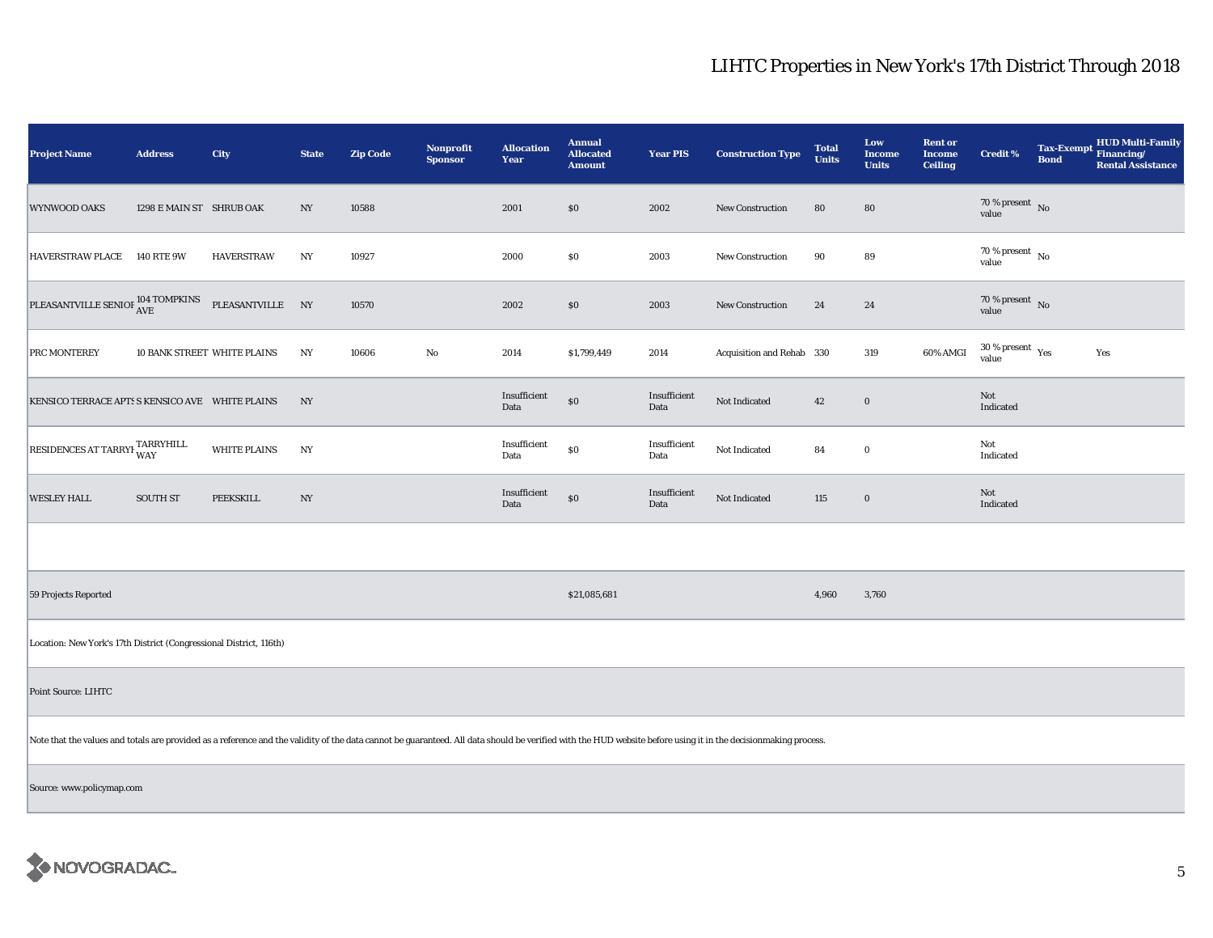| Project Name | Address | City | State | Zip Code | Nonprofit Sponsor | Allocation Year | Annual Allocated Amount | Year PIS | Construction Type | Total Units | Low Income Units | Rent or Income Ceiling | Credit % | Tax-Exempt Bond | HUD Multi-Family Financing/ Rental Assistance |
|---|---|---|---|---|---|---|---|---|---|---|---|---|---|---|---|
| WYNWOOD OAKS | 1298 E MAIN ST | SHRUB OAK | NY | 10588 | | 2001 | $0 | 2002 | New Construction | 80 | 80 | | 70 % present value | No | |
| HAVERSTRAW PLACE | 140 RTE 9W | HAVERSTRAW | NY | 10927 | | 2000 | $0 | 2003 | New Construction | 90 | 89 | | 70 % present value | No | |
| PLEASANTVILLE SENIOR | 104 TOMPKINS AVE | PLEASANTVILLE | NY | 10570 | | 2002 | $0 | 2003 | New Construction | 24 | 24 | | 70 % present value | No | |
| PRC MONTEREY | 10 BANK STREET | WHITE PLAINS | NY | 10606 | No | 2014 | $1,799,449 | 2014 | Acquisition and Rehab | 330 | 319 | 60% AMGI | 30 % present value | Yes | Yes |
| KENSICO TERRACE APTS | S KENSICO AVE | WHITE PLAINS | NY | | | Insufficient Data | $0 | Insufficient Data | Not Indicated | 42 | 0 | | Not Indicated | | |
| RESIDENCES AT TARRYH | TARRYHILL WAY | WHITE PLAINS | NY | | | Insufficient Data | $0 | Insufficient Data | Not Indicated | 84 | 0 | | Not Indicated | | |
| WESLEY HALL | SOUTH ST | PEEKSKILL | NY | | | Insufficient Data | $0 | Insufficient Data | Not Indicated | 115 | 0 | | Not Indicated | | |
| | | | | | | | | | | | | | | | |
| 59 Projects Reported | | | | | | | $21,085,681 | | | 4,960 | 3,760 | | | | |

Location: New York's 17th District (Congressional District, 116th)

Point Source: LIHTC

Note that the values and totals are provided as a reference and the validity of the data cannot be guaranteed. All data should be verified with the HUD website before using it in the decisionmaking process.

Source: www.policymap.com